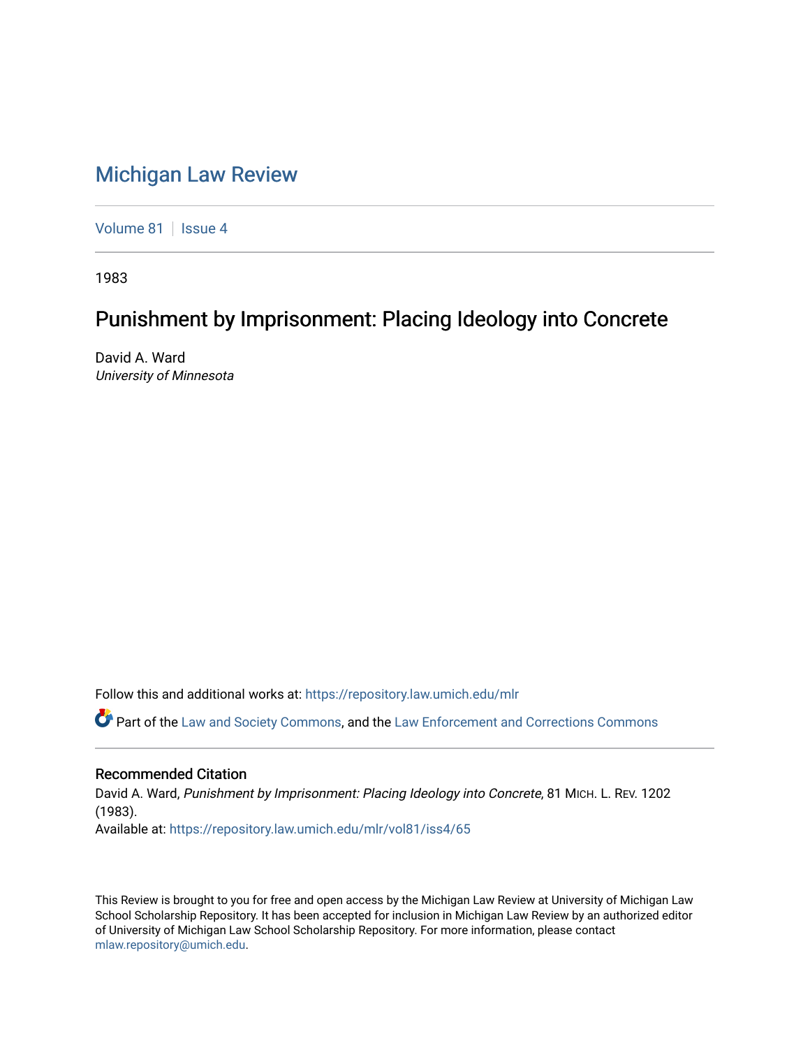# Michigan Law Review

Volume 81 | Issue 4

1983

## Punishment by Imprisonment: Placing Ideology into Concrete

David A. Ward
*University of Minnesota*

Follow this and additional works at: https://repository.law.umich.edu/mlr

Part of the Law and Society Commons, and the Law Enforcement and Corrections Commons

### Recommended Citation

David A. Ward, *Punishment by Imprisonment: Placing Ideology into Concrete*, 81 MICH. L. REV. 1202 (1983).
Available at: https://repository.law.umich.edu/mlr/vol81/iss4/65

This Review is brought to you for free and open access by the Michigan Law Review at University of Michigan Law School Scholarship Repository. It has been accepted for inclusion in Michigan Law Review by an authorized editor of University of Michigan Law School Scholarship Repository. For more information, please contact mlaw.repository@umich.edu.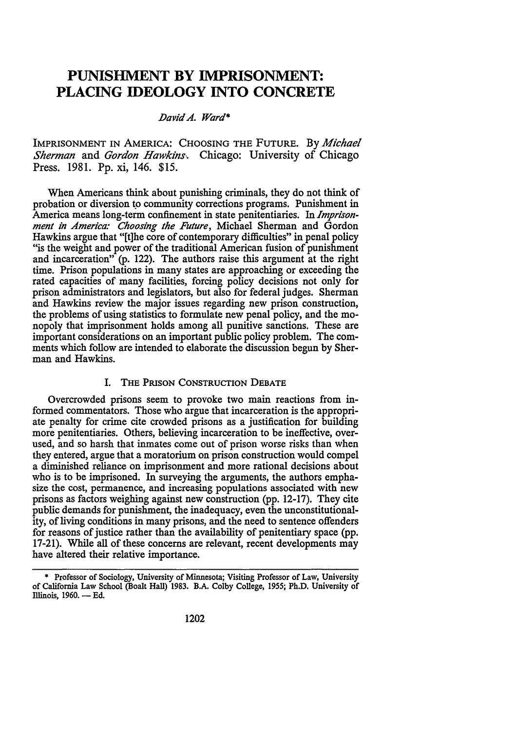# PUNISHMENT BY IMPRISONMENT: PLACING IDEOLOGY INTO CONCRETE

*David A. Ward**

IMPRISONMENT IN AMERICA: CHOOSING THE FUTURE. By *Michael Sherman* and *Gordon Hawkins*. Chicago: University of Chicago Press. 1981. Pp. xi, 146. $15.

When Americans think about punishing criminals, they do not think of probation or diversion to community corrections programs. Punishment in America means long-term confinement in state penitentiaries. In *Imprisonment in America: Choosing the Future*, Michael Sherman and Gordon Hawkins argue that "[t]he core of contemporary difficulties" in penal policy "is the weight and power of the traditional American fusion of punishment and incarceration" (p. 122). The authors raise this argument at the right time. Prison populations in many states are approaching or exceeding the rated capacities of many facilities, forcing policy decisions not only for prison administrators and legislators, but also for federal judges. Sherman and Hawkins review the major issues regarding new prison construction, the problems of using statistics to formulate new penal policy, and the monopoly that imprisonment holds among all punitive sanctions. These are important considerations on an important public policy problem. The comments which follow are intended to elaborate the discussion begun by Sherman and Hawkins.

## I. THE PRISON CONSTRUCTION DEBATE

Overcrowded prisons seem to provoke two main reactions from informed commentators. Those who argue that incarceration is the appropriate penalty for crime cite crowded prisons as a justification for building more penitentiaries. Others, believing incarceration to be ineffective, overused, and so harsh that inmates come out of prison worse risks than when they entered, argue that a moratorium on prison construction would compel a diminished reliance on imprisonment and more rational decisions about who is to be imprisoned. In surveying the arguments, the authors emphasize the cost, permanence, and increasing populations associated with new prisons as factors weighing against new construction (pp. 12-17). They cite public demands for punishment, the inadequacy, even the unconstitutionality, of living conditions in many prisons, and the need to sentence offenders for reasons of justice rather than the availability of penitentiary space (pp. 17-21). While all of these concerns are relevant, recent developments may have altered their relative importance.

* Professor of Sociology, University of Minnesota; Visiting Professor of Law, University of California Law School (Boalt Hall) 1983. B.A. Colby College, 1955; Ph.D. University of Illinois, 1960. — Ed.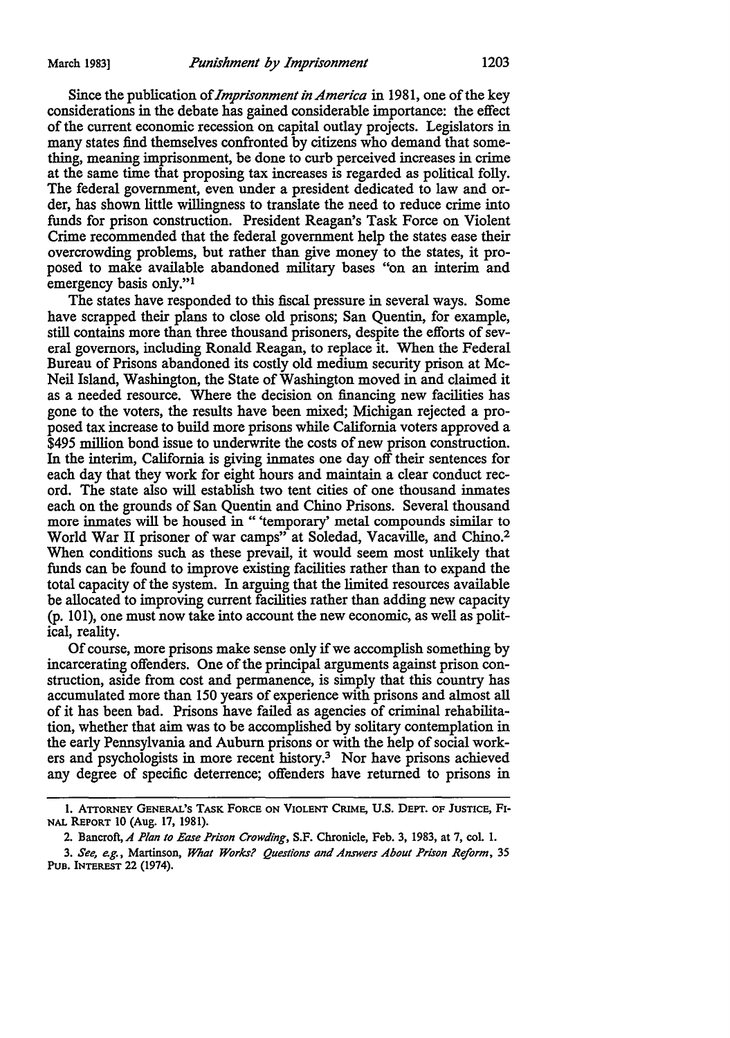Since the publication of *Imprisonment in America* in 1981, one of the key considerations in the debate has gained considerable importance: the effect of the current economic recession on capital outlay projects. Legislators in many states find themselves confronted by citizens who demand that something, meaning imprisonment, be done to curb perceived increases in crime at the same time that proposing tax increases is regarded as political folly. The federal government, even under a president dedicated to law and order, has shown little willingness to translate the need to reduce crime into funds for prison construction. President Reagan's Task Force on Violent Crime recommended that the federal government help the states ease their overcrowding problems, but rather than give money to the states, it proposed to make available abandoned military bases "on an interim and emergency basis only."[1]

The states have responded to this fiscal pressure in several ways. Some have scrapped their plans to close old prisons; San Quentin, for example, still contains more than three thousand prisoners, despite the efforts of several governors, including Ronald Reagan, to replace it. When the Federal Bureau of Prisons abandoned its costly old medium security prison at McNeil Island, Washington, the State of Washington moved in and claimed it as a needed resource. Where the decision on financing new facilities has gone to the voters, the results have been mixed; Michigan rejected a proposed tax increase to build more prisons while California voters approved a $495 million bond issue to underwrite the costs of new prison construction. In the interim, California is giving inmates one day off their sentences for each day that they work for eight hours and maintain a clear conduct record. The state also will establish two tent cities of one thousand inmates each on the grounds of San Quentin and Chino Prisons. Several thousand more inmates will be housed in " 'temporary' metal compounds similar to World War II prisoner of war camps" at Soledad, Vacaville, and Chino.[2] When conditions such as these prevail, it would seem most unlikely that funds can be found to improve existing facilities rather than to expand the total capacity of the system. In arguing that the limited resources available be allocated to improving current facilities rather than adding new capacity (p. 101), one must now take into account the new economic, as well as political, reality.

Of course, more prisons make sense only if we accomplish something by incarcerating offenders. One of the principal arguments against prison construction, aside from cost and permanence, is simply that this country has accumulated more than 150 years of experience with prisons and almost all of it has been bad. Prisons have failed as agencies of criminal rehabilitation, whether that aim was to be accomplished by solitary contemplation in the early Pennsylvania and Auburn prisons or with the help of social workers and psychologists in more recent history.[3] Nor have prisons achieved any degree of specific deterrence; offenders have returned to prisons in

---

1. ATTORNEY GENERAL'S TASK FORCE ON VIOLENT CRIME, U.S. DEPT. OF JUSTICE, FINAL REPORT 10 (Aug. 17, 1981).

2. Bancroft, *A Plan to Ease Prison Crowding*, S.F. Chronicle, Feb. 3, 1983, at 7, col. 1.

3. *See, e.g.*, Martinson, *What Works? Questions and Answers About Prison Reform*, 35 PUB. INTEREST 22 (1974).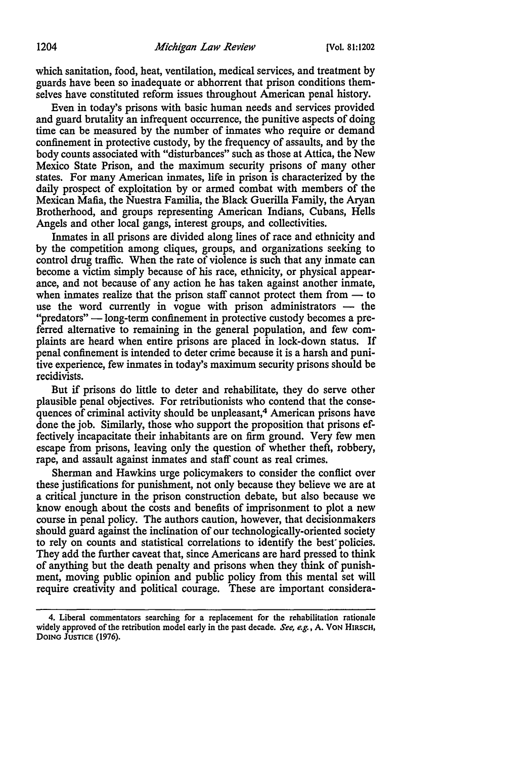which sanitation, food, heat, ventilation, medical services, and treatment by guards have been so inadequate or abhorrent that prison conditions themselves have constituted reform issues throughout American penal history.

Even in today's prisons with basic human needs and services provided and guard brutality an infrequent occurrence, the punitive aspects of doing time can be measured by the number of inmates who require or demand confinement in protective custody, by the frequency of assaults, and by the body counts associated with "disturbances" such as those at Attica, the New Mexico State Prison, and the maximum security prisons of many other states. For many American inmates, life in prison is characterized by the daily prospect of exploitation by or armed combat with members of the Mexican Mafia, the Nuestra Familia, the Black Guerilla Family, the Aryan Brotherhood, and groups representing American Indians, Cubans, Hells Angels and other local gangs, interest groups, and collectivities.

Inmates in all prisons are divided along lines of race and ethnicity and by the competition among cliques, groups, and organizations seeking to control drug traffic. When the rate of violence is such that any inmate can become a victim simply because of his race, ethnicity, or physical appearance, and not because of any action he has taken against another inmate, when inmates realize that the prison staff cannot protect them from — to use the word currently in vogue with prison administrators — the "predators" — long-term confinement in protective custody becomes a preferred alternative to remaining in the general population, and few complaints are heard when entire prisons are placed in lock-down status. If penal confinement is intended to deter crime because it is a harsh and punitive experience, few inmates in today's maximum security prisons should be recidivists.

But if prisons do little to deter and rehabilitate, they do serve other plausible penal objectives. For retributionists who contend that the consequences of criminal activity should be unpleasant,[4] American prisons have done the job. Similarly, those who support the proposition that prisons effectively incapacitate their inhabitants are on firm ground. Very few men escape from prisons, leaving only the question of whether theft, robbery, rape, and assault against inmates and staff count as real crimes.

Sherman and Hawkins urge policymakers to consider the conflict over these justifications for punishment, not only because they believe we are at a critical juncture in the prison construction debate, but also because we know enough about the costs and benefits of imprisonment to plot a new course in penal policy. The authors caution, however, that decisionmakers should guard against the inclination of our technologically-oriented society to rely on counts and statistical correlations to identify the best policies. They add the further caveat that, since Americans are hard pressed to think of anything but the death penalty and prisons when they think of punishment, moving public opinion and public policy from this mental set will require creativity and political courage. These are important considera-

4. Liberal commentators searching for a replacement for the rehabilitation rationale widely approved of the retribution model early in the past decade. *See, e.g.*, A. VON HIRSCH, DOING JUSTICE (1976).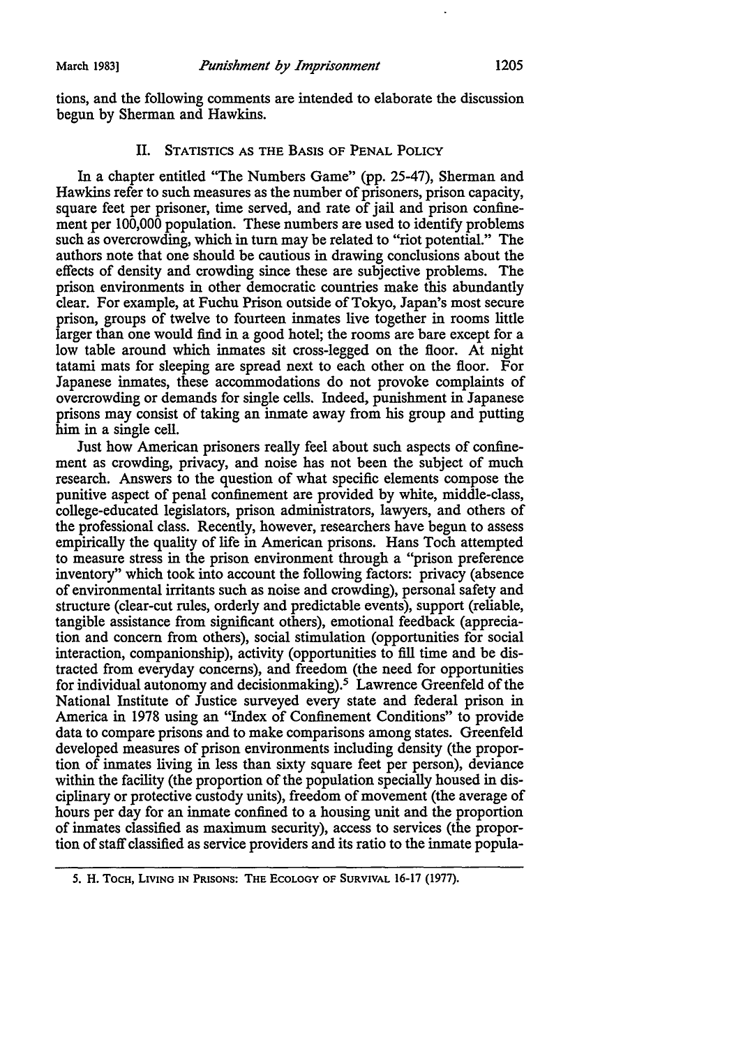tions, and the following comments are intended to elaborate the discussion begun by Sherman and Hawkins.

## II. STATISTICS AS THE BASIS OF PENAL POLICY

In a chapter entitled "The Numbers Game" (pp. 25-47), Sherman and Hawkins refer to such measures as the number of prisoners, prison capacity, square feet per prisoner, time served, and rate of jail and prison confinement per 100,000 population. These numbers are used to identify problems such as overcrowding, which in turn may be related to "riot potential." The authors note that one should be cautious in drawing conclusions about the effects of density and crowding since these are subjective problems. The prison environments in other democratic countries make this abundantly clear. For example, at Fuchu Prison outside of Tokyo, Japan's most secure prison, groups of twelve to fourteen inmates live together in rooms little larger than one would find in a good hotel; the rooms are bare except for a low table around which inmates sit cross-legged on the floor. At night tatami mats for sleeping are spread next to each other on the floor. For Japanese inmates, these accommodations do not provoke complaints of overcrowding or demands for single cells. Indeed, punishment in Japanese prisons may consist of taking an inmate away from his group and putting him in a single cell.

Just how American prisoners really feel about such aspects of confinement as crowding, privacy, and noise has not been the subject of much research. Answers to the question of what specific elements compose the punitive aspect of penal confinement are provided by white, middle-class, college-educated legislators, prison administrators, lawyers, and others of the professional class. Recently, however, researchers have begun to assess empirically the quality of life in American prisons. Hans Toch attempted to measure stress in the prison environment through a "prison preference inventory" which took into account the following factors: privacy (absence of environmental irritants such as noise and crowding), personal safety and structure (clear-cut rules, orderly and predictable events), support (reliable, tangible assistance from significant others), emotional feedback (appreciation and concern from others), social stimulation (opportunities for social interaction, companionship), activity (opportunities to fill time and be distracted from everyday concerns), and freedom (the need for opportunities for individual autonomy and decisionmaking).[5] Lawrence Greenfeld of the National Institute of Justice surveyed every state and federal prison in America in 1978 using an "Index of Confinement Conditions" to provide data to compare prisons and to make comparisons among states. Greenfeld developed measures of prison environments including density (the proportion of inmates living in less than sixty square feet per person), deviance within the facility (the proportion of the population specially housed in disciplinary or protective custody units), freedom of movement (the average of hours per day for an inmate confined to a housing unit and the proportion of inmates classified as maximum security), access to services (the proportion of staff classified as service providers and its ratio to the inmate popula-

5. H. TOCH, LIVING IN PRISONS: THE ECOLOGY OF SURVIVAL 16-17 (1977).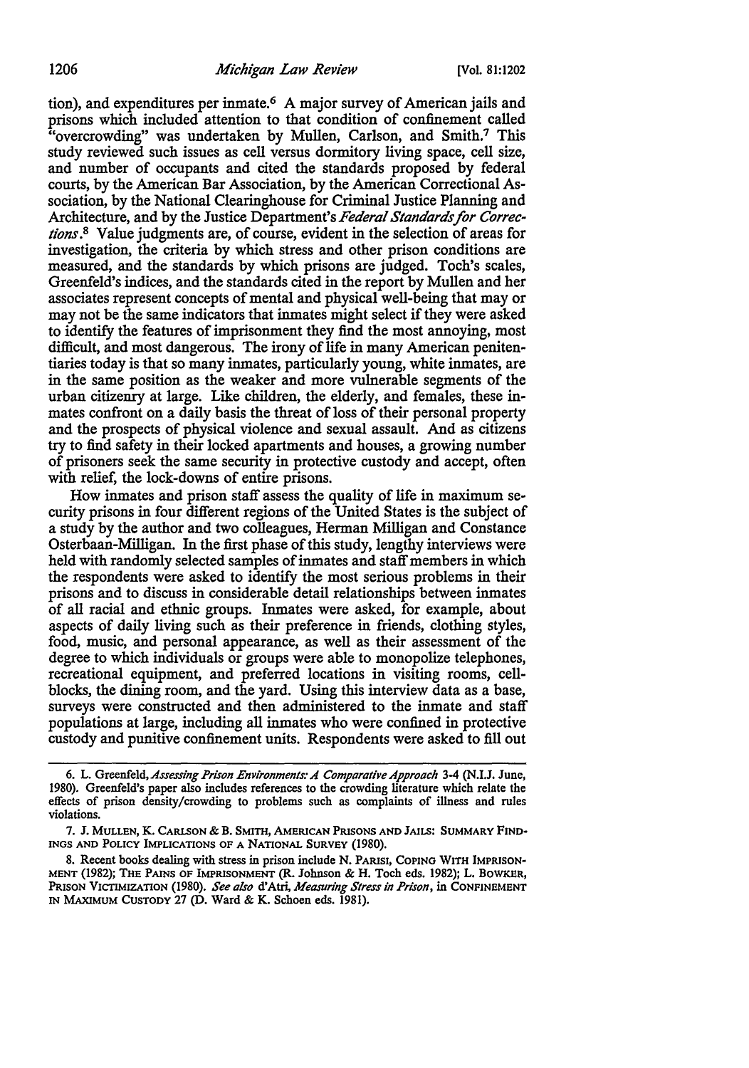tion), and expenditures per inmate.[6] A major survey of American jails and prisons which included attention to that condition of confinement called "overcrowding" was undertaken by Mullen, Carlson, and Smith.[7] This study reviewed such issues as cell versus dormitory living space, cell size, and number of occupants and cited the standards proposed by federal courts, by the American Bar Association, by the American Correctional Association, by the National Clearinghouse for Criminal Justice Planning and Architecture, and by the Justice Department's *Federal Standards for Corrections*.[8] Value judgments are, of course, evident in the selection of areas for investigation, the criteria by which stress and other prison conditions are measured, and the standards by which prisons are judged. Toch's scales, Greenfeld's indices, and the standards cited in the report by Mullen and her associates represent concepts of mental and physical well-being that may or may not be the same indicators that inmates might select if they were asked to identify the features of imprisonment they find the most annoying, most difficult, and most dangerous. The irony of life in many American penitentiaries today is that so many inmates, particularly young, white inmates, are in the same position as the weaker and more vulnerable segments of the urban citizenry at large. Like children, the elderly, and females, these inmates confront on a daily basis the threat of loss of their personal property and the prospects of physical violence and sexual assault. And as citizens try to find safety in their locked apartments and houses, a growing number of prisoners seek the same security in protective custody and accept, often with relief, the lock-downs of entire prisons.

How inmates and prison staff assess the quality of life in maximum security prisons in four different regions of the United States is the subject of a study by the author and two colleagues, Herman Milligan and Constance Osterbaan-Milligan. In the first phase of this study, lengthy interviews were held with randomly selected samples of inmates and staff members in which the respondents were asked to identify the most serious problems in their prisons and to discuss in considerable detail relationships between inmates of all racial and ethnic groups. Inmates were asked, for example, about aspects of daily living such as their preference in friends, clothing styles, food, music, and personal appearance, as well as their assessment of the degree to which individuals or groups were able to monopolize telephones, recreational equipment, and preferred locations in visiting rooms, cellblocks, the dining room, and the yard. Using this interview data as a base, surveys were constructed and then administered to the inmate and staff populations at large, including all inmates who were confined in protective custody and punitive confinement units. Respondents were asked to fill out

---

6. L. Greenfeld, *Assessing Prison Environments: A Comparative Approach* 3-4 (N.I.J. June, 1980). Greenfeld's paper also includes references to the crowding literature which relate the effects of prison density/crowding to problems such as complaints of illness and rules violations.

7. J. Mullen, K. Carlson & B. Smith, American Prisons and Jails: Summary Findings and Policy Implications of a National Survey (1980).

8. Recent books dealing with stress in prison include N. Parisi, Coping With Imprisonment (1982); The Pains of Imprisonment (R. Johnson & H. Toch eds. 1982); L. Bowker, Prison Victimization (1980). *See also* d'Atri, *Measuring Stress in Prison*, in Confinement in Maximum Custody 27 (D. Ward & K. Schoen eds. 1981).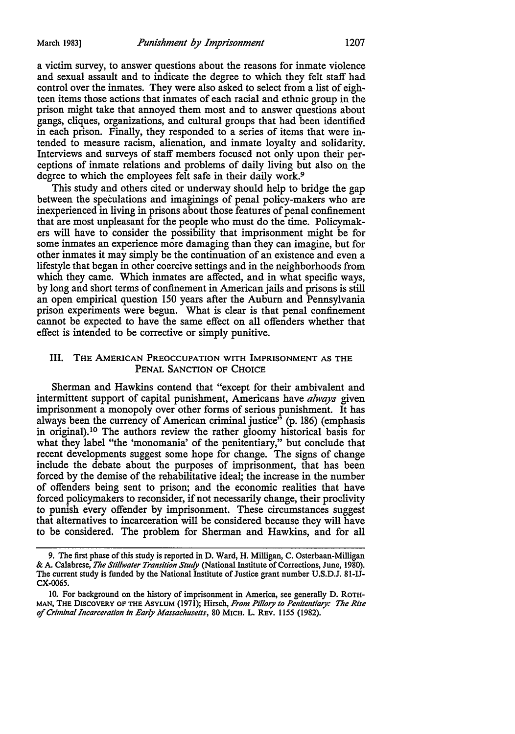a victim survey, to answer questions about the reasons for inmate violence and sexual assault and to indicate the degree to which they felt staff had control over the inmates. They were also asked to select from a list of eighteen items those actions that inmates of each racial and ethnic group in the prison might take that annoyed them most and to answer questions about gangs, cliques, organizations, and cultural groups that had been identified in each prison. Finally, they responded to a series of items that were intended to measure racism, alienation, and inmate loyalty and solidarity. Interviews and surveys of staff members focused not only upon their perceptions of inmate relations and problems of daily living but also on the degree to which the employees felt safe in their daily work.[9]

This study and others cited or underway should help to bridge the gap between the speculations and imaginings of penal policy-makers who are inexperienced in living in prisons about those features of penal confinement that are most unpleasant for the people who must do the time. Policymakers will have to consider the possibility that imprisonment might be for some inmates an experience more damaging than they can imagine, but for other inmates it may simply be the continuation of an existence and even a lifestyle that began in other coercive settings and in the neighborhoods from which they came. Which inmates are affected, and in what specific ways, by long and short terms of confinement in American jails and prisons is still an open empirical question 150 years after the Auburn and Pennsylvania prison experiments were begun. What is clear is that penal confinement cannot be expected to have the same effect on all offenders whether that effect is intended to be corrective or simply punitive.

## III. The American Preoccupation with Imprisonment as the Penal Sanction of Choice

Sherman and Hawkins contend that "except for their ambivalent and intermittent support of capital punishment, Americans have *always* given imprisonment a monopoly over other forms of serious punishment. It has always been the currency of American criminal justice" (p. 186) (emphasis in original).[10] The authors review the rather gloomy historical basis for what they label "the 'monomania' of the penitentiary," but conclude that recent developments suggest some hope for change. The signs of change include the debate about the purposes of imprisonment, that has been forced by the demise of the rehabilitative ideal; the increase in the number of offenders being sent to prison; and the economic realities that have forced policymakers to reconsider, if not necessarily change, their proclivity to punish every offender by imprisonment. These circumstances suggest that alternatives to incarceration will be considered because they will have to be considered. The problem for Sherman and Hawkins, and for all

---

9. The first phase of this study is reported in D. Ward, H. Milligan, C. Osterbaan-Milligan & A. Calabrese, *The Stillwater Transition Study* (National Institute of Corrections, June, 1980). The current study is funded by the National Institute of Justice grant number U.S.D.J. 81-IJ-CX-0065.

10. For background on the history of imprisonment in America, see generally D. Rothman, The Discovery of the Asylum (1971); Hirsch, *From Pillory to Penitentiary: The Rise of Criminal Incarceration in Early Massachusetts*, 80 Mich. L. Rev. 1155 (1982).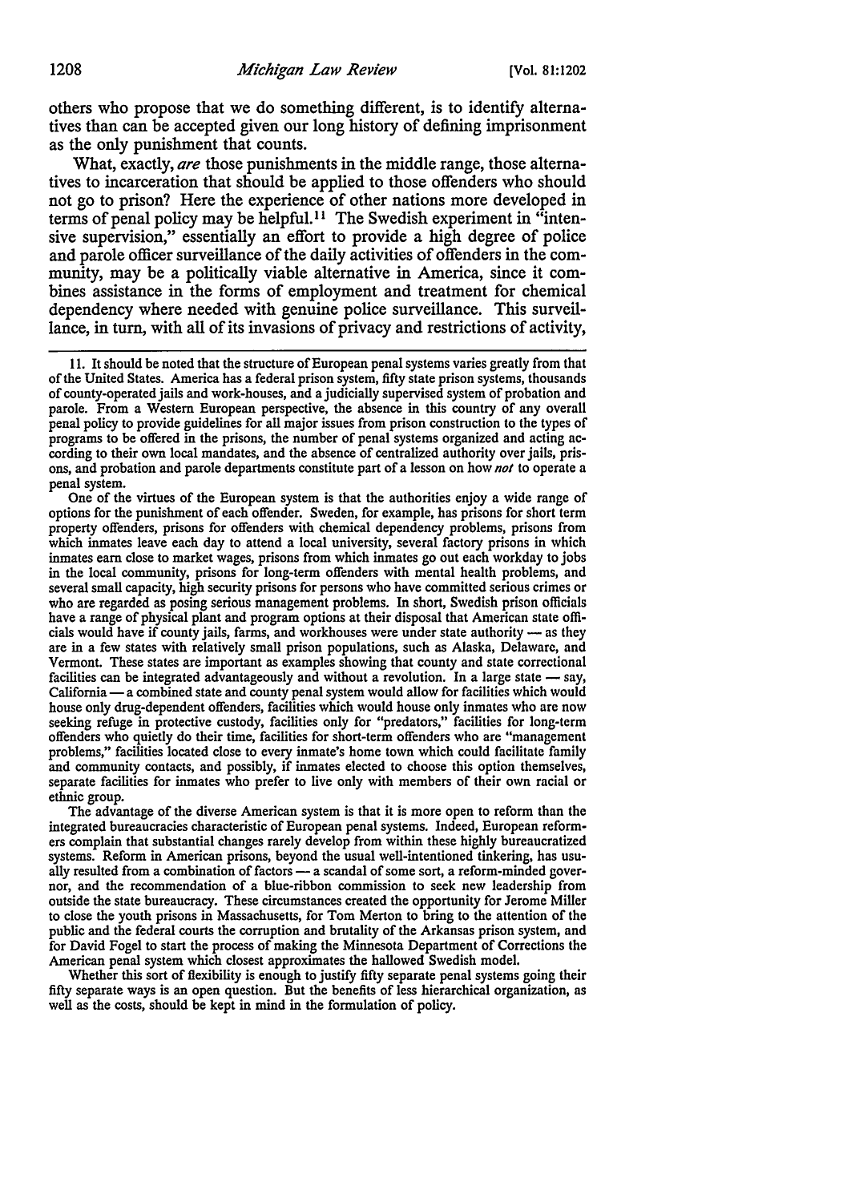others who propose that we do something different, is to identify alternatives than can be accepted given our long history of defining imprisonment as the only punishment that counts.

What, exactly, *are* those punishments in the middle range, those alternatives to incarceration that should be applied to those offenders who should not go to prison? Here the experience of other nations more developed in terms of penal policy may be helpful.[11] The Swedish experiment in "intensive supervision," essentially an effort to provide a high degree of police and parole officer surveillance of the daily activities of offenders in the community, may be a politically viable alternative in America, since it combines assistance in the forms of employment and treatment for chemical dependency where needed with genuine police surveillance. This surveillance, in turn, with all of its invasions of privacy and restrictions of activity,

---

11. It should be noted that the structure of European penal systems varies greatly from that of the United States. America has a federal prison system, fifty state prison systems, thousands of county-operated jails and work-houses, and a judicially supervised system of probation and parole. From a Western European perspective, the absence in this country of any overall penal policy to provide guidelines for all major issues from prison construction to the types of programs to be offered in the prisons, the number of penal systems organized and acting according to their own local mandates, and the absence of centralized authority over jails, prisons, and probation and parole departments constitute part of a lesson on how *not* to operate a penal system.

One of the virtues of the European system is that the authorities enjoy a wide range of options for the punishment of each offender. Sweden, for example, has prisons for short term property offenders, prisons for offenders with chemical dependency problems, prisons from which inmates leave each day to attend a local university, several factory prisons in which inmates earn close to market wages, prisons from which inmates go out each workday to jobs in the local community, prisons for long-term offenders with mental health problems, and several small capacity, high security prisons for persons who have committed serious crimes or who are regarded as posing serious management problems. In short, Swedish prison officials have a range of physical plant and program options at their disposal that American state officials would have if county jails, farms, and workhouses were under state authority — as they are in a few states with relatively small prison populations, such as Alaska, Delaware, and Vermont. These states are important as examples showing that county and state correctional facilities can be integrated advantageously and without a revolution. In a large state — say, California — a combined state and county penal system would allow for facilities which would house only drug-dependent offenders, facilities which would house only inmates who are now seeking refuge in protective custody, facilities only for "predators," facilities for long-term offenders who quietly do their time, facilities for short-term offenders who are "management problems," facilities located close to every inmate's home town which could facilitate family and community contacts, and possibly, if inmates elected to choose this option themselves, separate facilities for inmates who prefer to live only with members of their own racial or ethnic group.

The advantage of the diverse American system is that it is more open to reform than the integrated bureaucracies characteristic of European penal systems. Indeed, European reformers complain that substantial changes rarely develop from within these highly bureaucratized systems. Reform in American prisons, beyond the usual well-intentioned tinkering, has usually resulted from a combination of factors — a scandal of some sort, a reform-minded governor, and the recommendation of a blue-ribbon commission to seek new leadership from outside the state bureaucracy. These circumstances created the opportunity for Jerome Miller to close the youth prisons in Massachusetts, for Tom Merton to bring to the attention of the public and the federal courts the corruption and brutality of the Arkansas prison system, and for David Fogel to start the process of making the Minnesota Department of Corrections the American penal system which closest approximates the hallowed Swedish model.

Whether this sort of flexibility is enough to justify fifty separate penal systems going their fifty separate ways is an open question. But the benefits of less hierarchical organization, as well as the costs, should be kept in mind in the formulation of policy.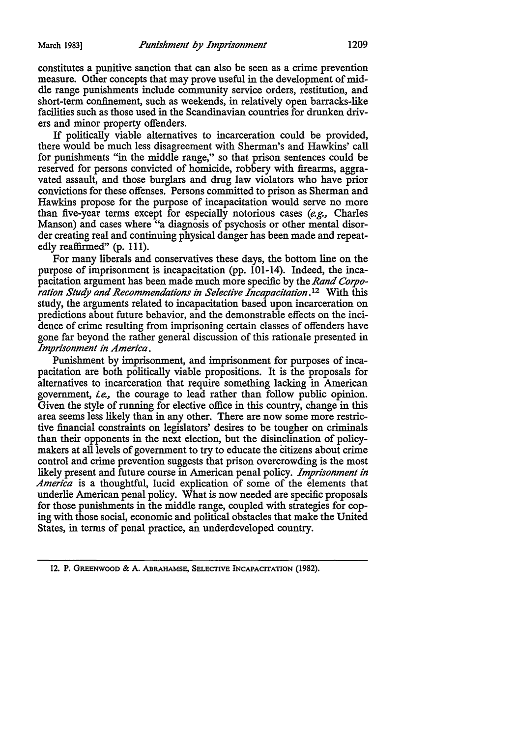constitutes a punitive sanction that can also be seen as a crime prevention measure. Other concepts that may prove useful in the development of middle range punishments include community service orders, restitution, and short-term confinement, such as weekends, in relatively open barracks-like facilities such as those used in the Scandinavian countries for drunken drivers and minor property offenders.

If politically viable alternatives to incarceration could be provided, there would be much less disagreement with Sherman's and Hawkins' call for punishments "in the middle range," so that prison sentences could be reserved for persons convicted of homicide, robbery with firearms, aggravated assault, and those burglars and drug law violators who have prior convictions for these offenses. Persons committed to prison as Sherman and Hawkins propose for the purpose of incapacitation would serve no more than five-year terms except for especially notorious cases (*e.g.,* Charles Manson) and cases where "a diagnosis of psychosis or other mental disorder creating real and continuing physical danger has been made and repeatedly reaffirmed" (p. 111).

For many liberals and conservatives these days, the bottom line on the purpose of imprisonment is incapacitation (pp. 101-14). Indeed, the incapacitation argument has been made much more specific by the *Rand Corporation Study and Recommendations in Selective Incapacitation*.[12] With this study, the arguments related to incapacitation based upon incarceration on predictions about future behavior, and the demonstrable effects on the incidence of crime resulting from imprisoning certain classes of offenders have gone far beyond the rather general discussion of this rationale presented in *Imprisonment in America*.

Punishment by imprisonment, and imprisonment for purposes of incapacitation are both politically viable propositions. It is the proposals for alternatives to incarceration that require something lacking in American government, *i.e.,* the courage to lead rather than follow public opinion. Given the style of running for elective office in this country, change in this area seems less likely than in any other. There are now some more restrictive financial constraints on legislators' desires to be tougher on criminals than their opponents in the next election, but the disinclination of policymakers at all levels of government to try to educate the citizens about crime control and crime prevention suggests that prison overcrowding is the most likely present and future course in American penal policy. *Imprisonment in America* is a thoughtful, lucid explication of some of the elements that underlie American penal policy. What is now needed are specific proposals for those punishments in the middle range, coupled with strategies for coping with those social, economic and political obstacles that make the United States, in terms of penal practice, an underdeveloped country.

---

12. P. GREENWOOD & A. ABRAHAMSE, SELECTIVE INCAPACITATION (1982).